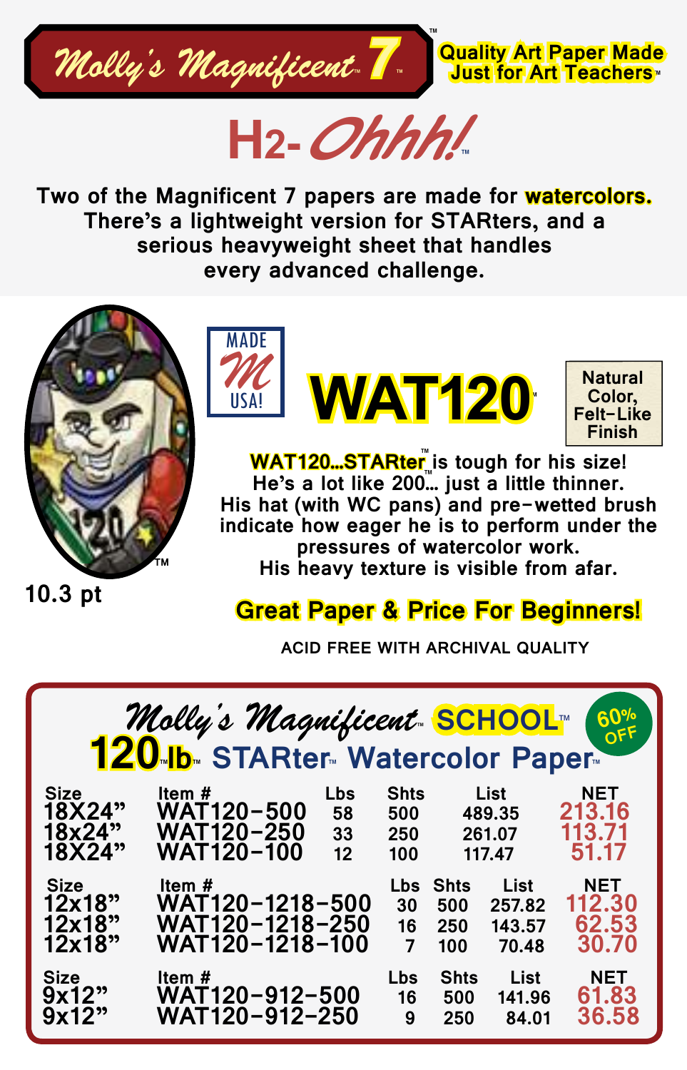# Molly's Magnificent 7™

**Quality Art Paper Made Just for Art Teachers™**

## H2-Ohhh!™

Two of the Magnificent 7 papers are made for **watercolors.** There's a lightweight version for STARters, and a serious heavyweight sheet that handles every advanced challenge.

10.3 pt

MADE M USA!

# WAT120™

Natural Color, Felt-Like Finish

**WAT120...STARter™** is tough for his size! He's a lot like 200™... just a little thinner. His hat (with WC pans) and pre-wetted brush indicate how eager he is to perform under the pressures of watercolor work. His heavy texture is visible from afar.

**Great Paper & Price For Beginners!**

ACID FREE WITH ARCHIVAL QUALITY

## Molly's Magnificent™ SCHOOL™

## 120™lb™ STARter™ Watercolor Paper™

60% OFF

| Size | Item # | Lbs | Shts | List | NET |
|---|---|---|---|---|---|
| 18X24" | WAT120-500 | 58 | 500 | 489.35 | 213.16 |
| 18x24" | WAT120-250 | 33 | 250 | 261.07 | 113.71 |
| 18X24" | WAT120-100 | 12 | 100 | 117.47 | 51.17 |

| Size | Item # | Lbs | Shts | List | NET |
|---|---|---|---|---|---|
| 12x18" | WAT120-1218-500 | 30 | 500 | 257.82 | 112.30 |
| 12x18" | WAT120-1218-250 | 16 | 250 | 143.57 | 62.53 |
| 12x18" | WAT120-1218-100 | 7 | 100 | 70.48 | 30.70 |

| Size | Item # | Lbs | Shts | List | NET |
|---|---|---|---|---|---|
| 9x12" | WAT120-912-500 | 16 | 500 | 141.96 | 61.83 |
| 9x12" | WAT120-912-250 | 9 | 250 | 84.01 | 36.58 |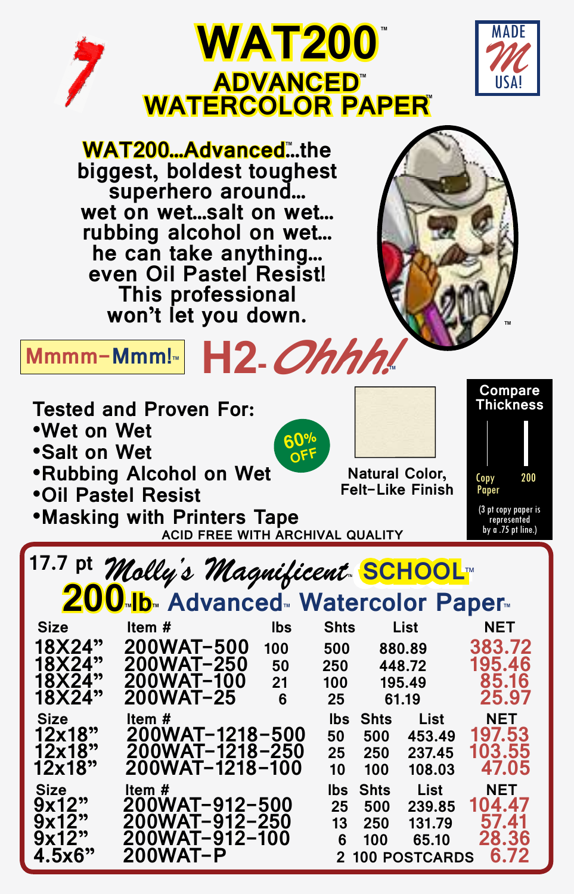# WAT200™

## ADVANCED™ WATERCOLOR PAPER™

MADE USA!

**WAT200...Advanced™...the biggest, boldest toughest superhero around... wet on wet...salt on wet... rubbing alcohol on wet... he can take anything... even Oil Pastel Resist! This professional won't let you down.**

™

Mmmm-Mmm!™ **H2-Ohhh!™**

**Tested and Proven For:**

- Wet on Wet
- Salt on Wet
- Rubbing Alcohol on Wet
- Oil Pastel Resist
- Masking with Printers Tape

60% OFF

Natural Color, Felt-Like Finish

**Compare Thickness**

Copy Paper 200

(3 pt copy paper is represented by a .75 pt line.)

ACID FREE WITH ARCHIVAL QUALITY

17.7 pt *Molly's Magnificent™* **SCHOOL™**

## 200™lb™ Advanced™ Watercolor Paper™

| Size | Item # | lbs | Shts | List | NET |
|---|---|---|---|---|---|
| 18X24" | 200WAT-500 | 100 | 500 | 880.89 | 383.72 |
| 18X24" | 200WAT-250 | 50 | 250 | 448.72 | 195.46 |
| 18X24" | 200WAT-100 | 21 | 100 | 195.49 | 85.16 |
| 18X24" | 200WAT-25 | 6 | 25 | 61.19 | 25.97 |
| **Size** | **Item #** | **lbs** | **Shts** | **List** | **NET** |
| 12x18" | 200WAT-1218-500 | 50 | 500 | 453.49 | 197.53 |
| 12x18" | 200WAT-1218-250 | 25 | 250 | 237.45 | 103.55 |
| 12x18" | 200WAT-1218-100 | 10 | 100 | 108.03 | 47.05 |
| **Size** | **Item #** | **lbs** | **Shts** | **List** | **NET** |
| 9x12" | 200WAT-912-500 | 25 | 500 | 239.85 | 104.47 |
| 9x12" | 200WAT-912-250 | 13 | 250 | 131.79 | 57.41 |
| 9x12" | 200WAT-912-100 | 6 | 100 | 65.10 | 28.36 |
| 4.5x6" | 200WAT-P | 2 | 100 POSTCARDS | | 6.72 |